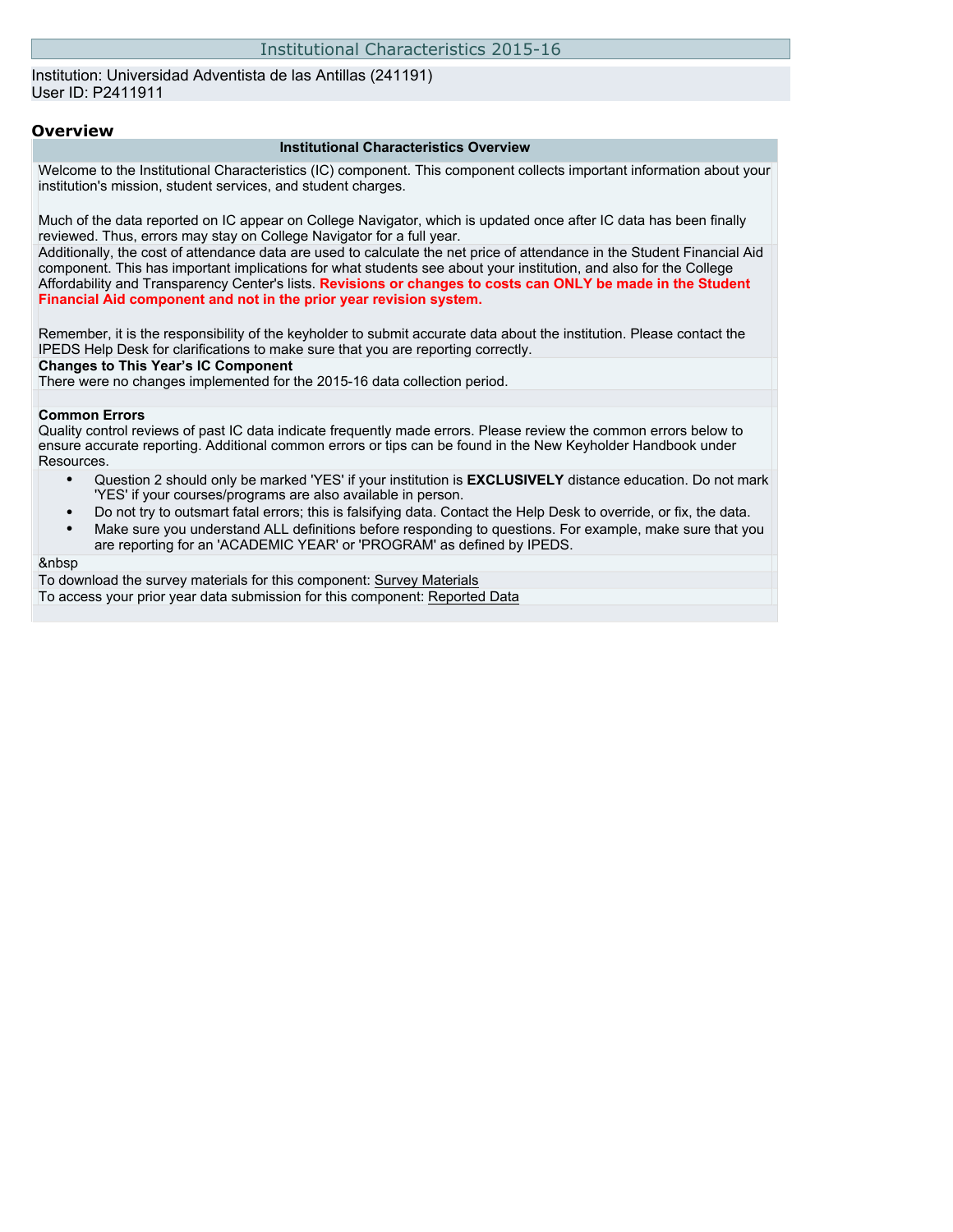# Institutional Characteristics 2015-16

Institution: Universidad Adventista de las Antillas (241191)
User ID: P2411911

## Overview

### Institutional Characteristics Overview

Welcome to the Institutional Characteristics (IC) component. This component collects important information about your institution's mission, student services, and student charges.

Much of the data reported on IC appear on College Navigator, which is updated once after IC data has been finally reviewed. Thus, errors may stay on College Navigator for a full year.

Additionally, the cost of attendance data are used to calculate the net price of attendance in the Student Financial Aid component. This has important implications for what students see about your institution, and also for the College Affordability and Transparency Center's lists. **Revisions or changes to costs can ONLY be made in the Student Financial Aid component and not in the prior year revision system.**

Remember, it is the responsibility of the keyholder to submit accurate data about the institution. Please contact the IPEDS Help Desk for clarifications to make sure that you are reporting correctly.

**Changes to This Year's IC Component**
There were no changes implemented for the 2015-16 data collection period.

**Common Errors**
Quality control reviews of past IC data indicate frequently made errors. Please review the common errors below to ensure accurate reporting. Additional common errors or tips can be found in the New Keyholder Handbook under Resources.

- Question 2 should only be marked 'YES' if your institution is **EXCLUSIVELY** distance education. Do not mark 'YES' if your courses/programs are also available in person.
- Do not try to outsmart fatal errors; this is falsifying data. Contact the Help Desk to override, or fix, the data.
- Make sure you understand ALL definitions before responding to questions. For example, make sure that you are reporting for an 'ACADEMIC YEAR' or 'PROGRAM' as defined by IPEDS.

&nbsp

To download the survey materials for this component: Survey Materials
To access your prior year data submission for this component: Reported Data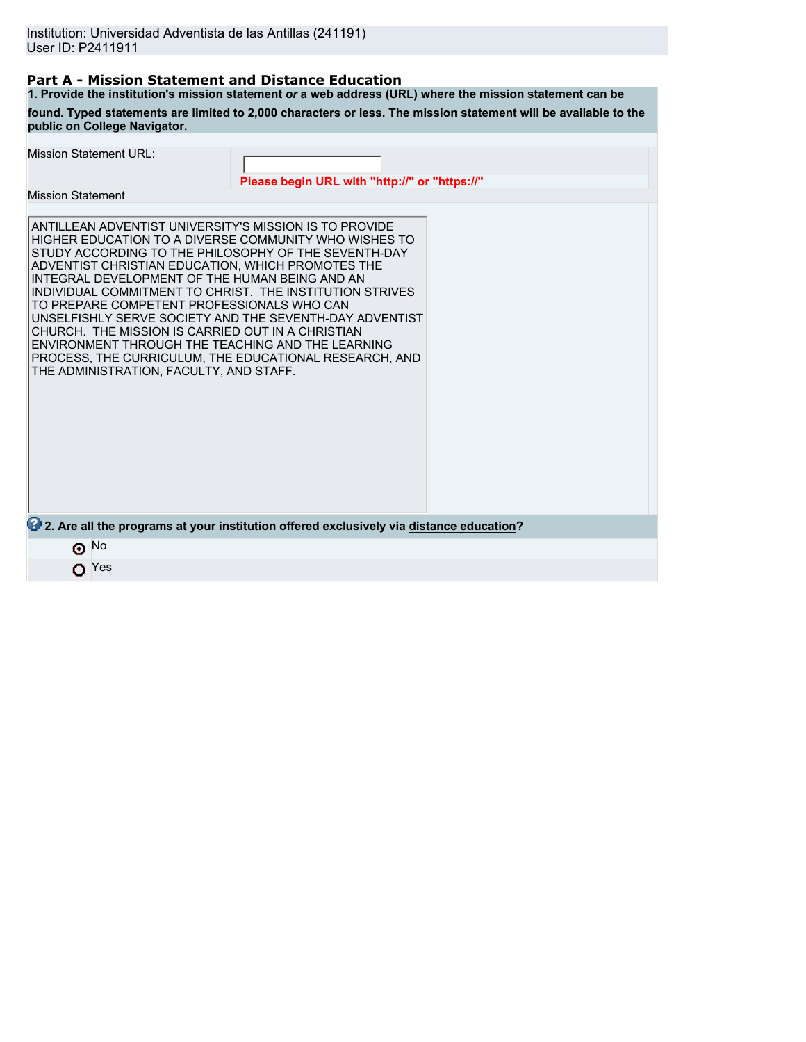Institution: Universidad Adventista de las Antillas (241191)
User ID: P2411911

## Part A - Mission Statement and Distance Education

**1. Provide the institution's mission statement *or* a web address (URL) where the mission statement can be found. Typed statements are limited to 2,000 characters or less. The mission statement will be available to the public on College Navigator.**

| | |
|---|---|
| Mission Statement URL: | **Please begin URL with "http://" or "https://"** |

Mission Statement

ANTILLEAN ADVENTIST UNIVERSITY'S MISSION IS TO PROVIDE HIGHER EDUCATION TO A DIVERSE COMMUNITY WHO WISHES TO STUDY ACCORDING TO THE PHILOSOPHY OF THE SEVENTH-DAY ADVENTIST CHRISTIAN EDUCATION, WHICH PROMOTES THE INTEGRAL DEVELOPMENT OF THE HUMAN BEING AND AN INDIVIDUAL COMMITMENT TO CHRIST. THE INSTITUTION STRIVES TO PREPARE COMPETENT PROFESSIONALS WHO CAN UNSELFISHLY SERVE SOCIETY AND THE SEVENTH-DAY ADVENTIST CHURCH. THE MISSION IS CARRIED OUT IN A CHRISTIAN ENVIRONMENT THROUGH THE TEACHING AND THE LEARNING PROCESS, THE CURRICULUM, THE EDUCATIONAL RESEARCH, AND THE ADMINISTRATION, FACULTY, AND STAFF.

**2. Are all the programs at your institution offered exclusively via distance education?**

- (•) No
- ( ) Yes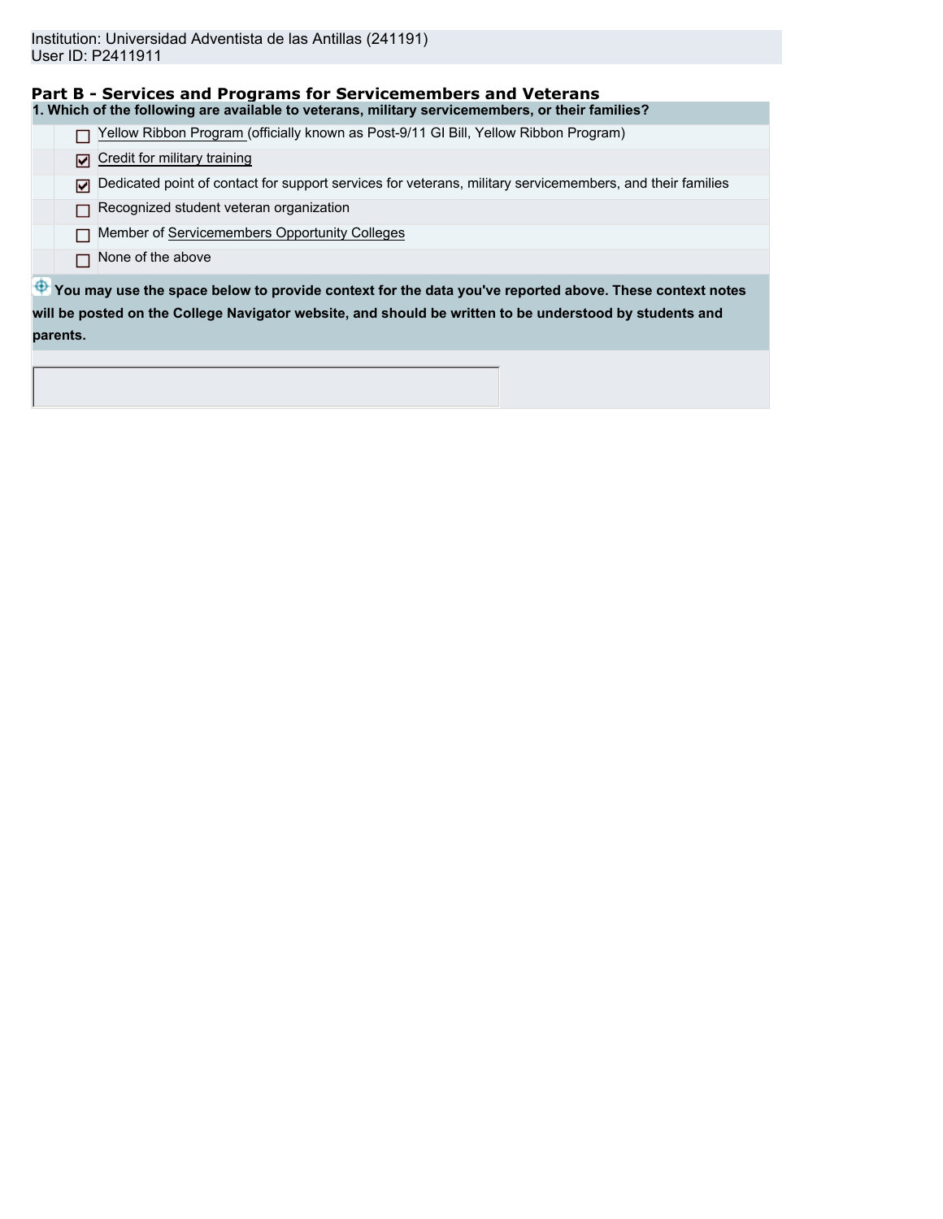Institution: Universidad Adventista de las Antillas (241191)
User ID: P2411911

## Part B - Services and Programs for Servicemembers and Veterans

**1. Which of the following are available to veterans, military servicemembers, or their families?**

- [ ] Yellow Ribbon Program (officially known as Post-9/11 GI Bill, Yellow Ribbon Program)
- [x] Credit for military training
- [x] Dedicated point of contact for support services for veterans, military servicemembers, and their families
- [ ] Recognized student veteran organization
- [ ] Member of Servicemembers Opportunity Colleges
- [ ] None of the above

**You may use the space below to provide context for the data you've reported above. These context notes will be posted on the College Navigator website, and should be written to be understood by students and parents.**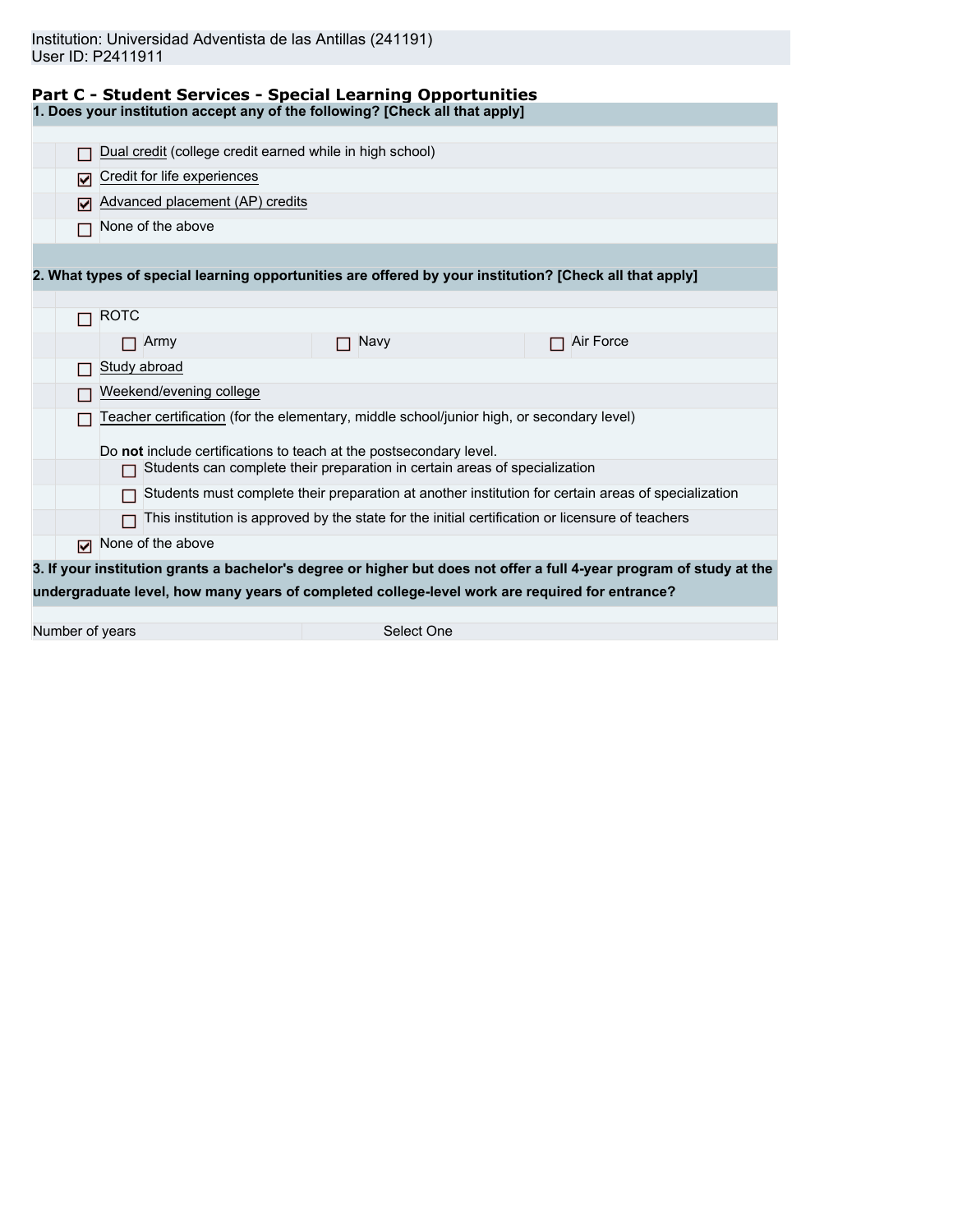Institution: Universidad Adventista de las Antillas (241191)
User ID: P2411911

## Part C - Student Services - Special Learning Opportunities

**1. Does your institution accept any of the following? [Check all that apply]**

- [ ] Dual credit (college credit earned while in high school)
- [x] Credit for life experiences
- [x] Advanced placement (AP) credits
- [ ] None of the above

**2. What types of special learning opportunities are offered by your institution? [Check all that apply]**

- [ ] ROTC
  - [ ] Army
  - [ ] Navy
  - [ ] Air Force
- [ ] Study abroad
- [ ] Weekend/evening college
- [ ] Teacher certification (for the elementary, middle school/junior high, or secondary level)

  Do **not** include certifications to teach at the postsecondary level.
  - [ ] Students can complete their preparation in certain areas of specialization
  - [ ] Students must complete their preparation at another institution for certain areas of specialization
  - [ ] This institution is approved by the state for the initial certification or licensure of teachers
- [x] None of the above

**3. If your institution grants a bachelor's degree or higher but does not offer a full 4-year program of study at the undergraduate level, how many years of completed college-level work are required for entrance?**

| Number of years | Select One |
|---|---|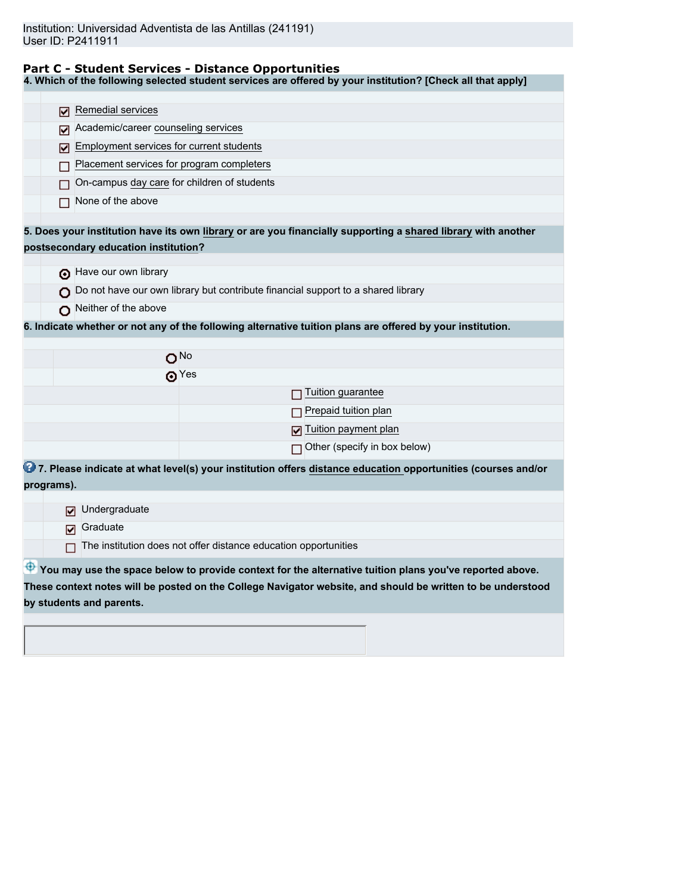Institution: Universidad Adventista de las Antillas (241191)
User ID: P2411911

## Part C - Student Services - Distance Opportunities

**4. Which of the following selected student services are offered by your institution? [Check all that apply]**

- [x] Remedial services
- [x] Academic/career counseling services
- [x] Employment services for current students
- [ ] Placement services for program completers
- [ ] On-campus day care for children of students
- [ ] None of the above

**5. Does your institution have its own library or are you financially supporting a shared library with another postsecondary education institution?**

- (●) Have our own library
- ( ) Do not have our own library but contribute financial support to a shared library
- ( ) Neither of the above

**6. Indicate whether or not any of the following alternative tuition plans are offered by your institution.**

- ( ) No
- (●) Yes
  - [ ] Tuition guarantee
  - [ ] Prepaid tuition plan
  - [x] Tuition payment plan
  - [ ] Other (specify in box below)

**7. Please indicate at what level(s) your institution offers distance education opportunities (courses and/or programs).**

- [x] Undergraduate
- [x] Graduate
- [ ] The institution does not offer distance education opportunities

**You may use the space below to provide context for the alternative tuition plans you've reported above. These context notes will be posted on the College Navigator website, and should be written to be understood by students and parents.**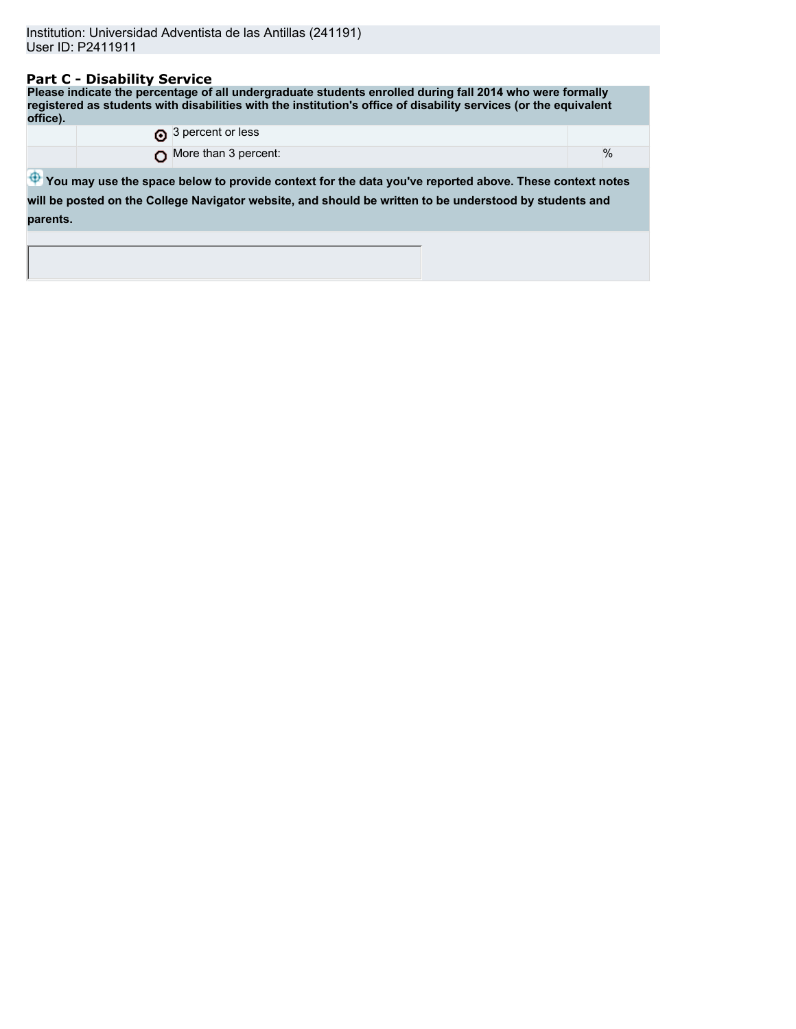Institution: Universidad Adventista de las Antillas (241191)
User ID: P2411911

## Part C - Disability Service

**Please indicate the percentage of all undergraduate students enrolled during fall 2014 who were formally registered as students with disabilities with the institution's office of disability services (or the equivalent office).**

| | Option | | |
|---|---|---|---|
| ◉ | 3 percent or less | | |
| ○ | More than 3 percent: | | % |

**You may use the space below to provide context for the data you've reported above. These context notes will be posted on the College Navigator website, and should be written to be understood by students and parents.**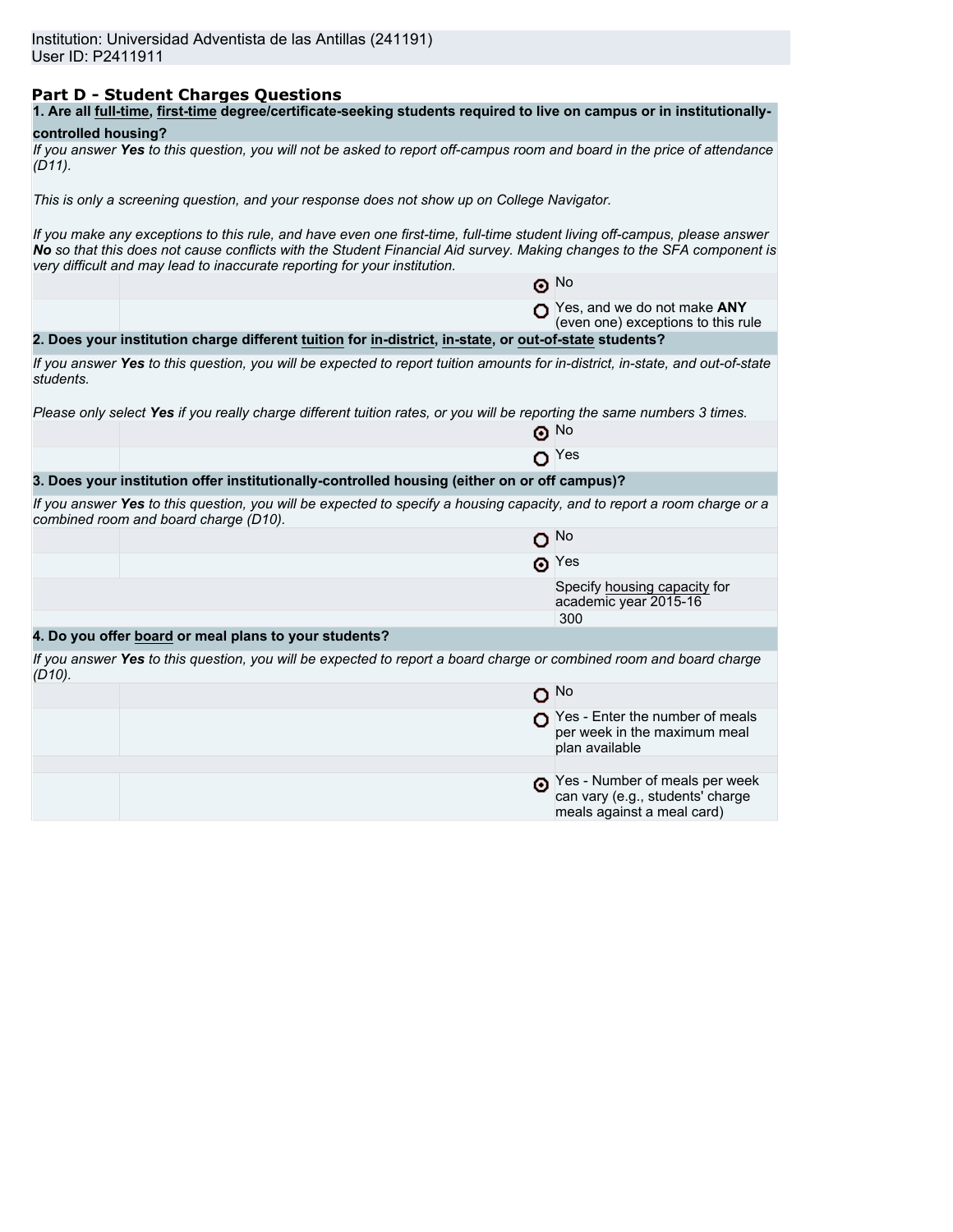Institution: Universidad Adventista de las Antillas (241191)
User ID: P2411911

## Part D - Student Charges Questions

**1. Are all full-time, first-time degree/certificate-seeking students required to live on campus or in institutionally-controlled housing?**

*If you answer **Yes** to this question, you will not be asked to report off-campus room and board in the price of attendance (D11).*

*This is only a screening question, and your response does not show up on College Navigator.*

*If you make any exceptions to this rule, and have even one first-time, full-time student living off-campus, please answer **No** so that this does not cause conflicts with the Student Financial Aid survey. Making changes to the SFA component is very difficult and may lead to inaccurate reporting for your institution.*

- (●) No
- ( ) Yes, and we do not make **ANY** (even one) exceptions to this rule

**2. Does your institution charge different tuition for in-district, in-state, or out-of-state students?**

*If you answer **Yes** to this question, you will be expected to report tuition amounts for in-district, in-state, and out-of-state students.*

*Please only select **Yes** if you really charge different tuition rates, or you will be reporting the same numbers 3 times.*

- (●) No
- ( ) Yes

**3. Does your institution offer institutionally-controlled housing (either on or off campus)?**

*If you answer **Yes** to this question, you will be expected to specify a housing capacity, and to report a room charge or a combined room and board charge (D10).*

- ( ) No
- (●) Yes

Specify housing capacity for academic year 2015-16
300

**4. Do you offer board or meal plans to your students?**

*If you answer **Yes** to this question, you will be expected to report a board charge or combined room and board charge (D10).*

- ( ) No
- ( ) Yes - Enter the number of meals per week in the maximum meal plan available
- (●) Yes - Number of meals per week can vary (e.g., students' charge meals against a meal card)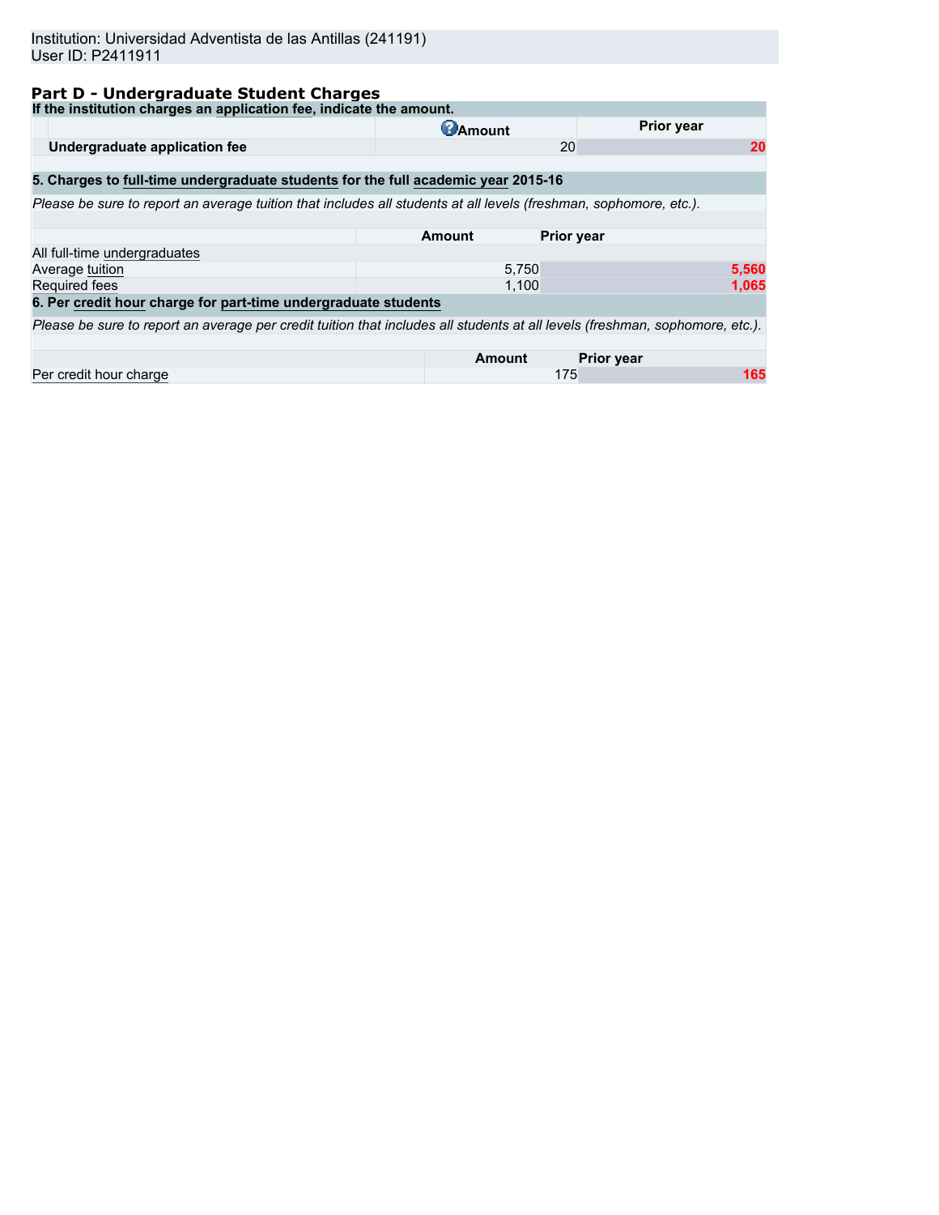Institution: Universidad Adventista de las Antillas (241191)
User ID: P2411911

## Part D - Undergraduate Student Charges

**If the institution charges an application fee, indicate the amount.**

| | Amount | Prior year |
|---|---|---|
| **Undergraduate application fee** | 20 | 20 |

**5. Charges to full-time undergraduate students for the full academic year 2015-16**

*Please be sure to report an average tuition that includes all students at all levels (freshman, sophomore, etc.).*

| | Amount | Prior year |
|---|---|---|
| All full-time undergraduates | | |
| Average tuition | 5,750 | 5,560 |
| Required fees | 1,100 | 1,065 |

**6. Per credit hour charge for part-time undergraduate students**

*Please be sure to report an average per credit tuition that includes all students at all levels (freshman, sophomore, etc.).*

| | Amount | Prior year |
|---|---|---|
| Per credit hour charge | 175 | 165 |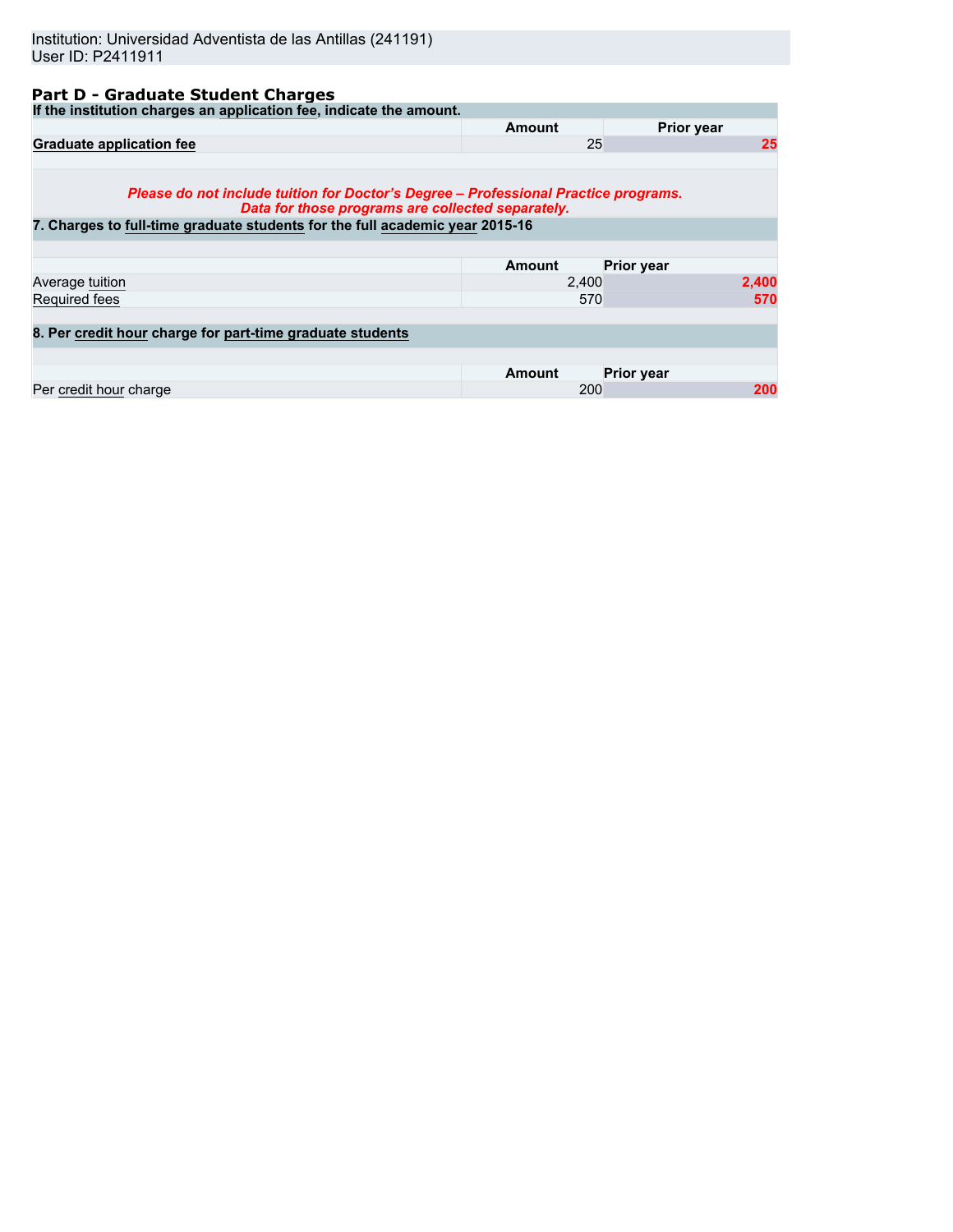Institution: Universidad Adventista de las Antillas (241191)
User ID: P2411911

## Part D - Graduate Student Charges

**If the institution charges an application fee, indicate the amount.**

| | Amount | Prior year |
|---|---|---|
| **Graduate application fee** | 25 | **25** |

***Please do not include tuition for Doctor's Degree – Professional Practice programs. Data for those programs are collected separately.***

**7. Charges to full-time graduate students for the full academic year 2015-16**

| | Amount | Prior year |
|---|---|---|
| Average tuition | 2,400 | **2,400** |
| Required fees | 570 | **570** |

**8. Per credit hour charge for part-time graduate students**

| | Amount | Prior year |
|---|---|---|
| Per credit hour charge | 200 | **200** |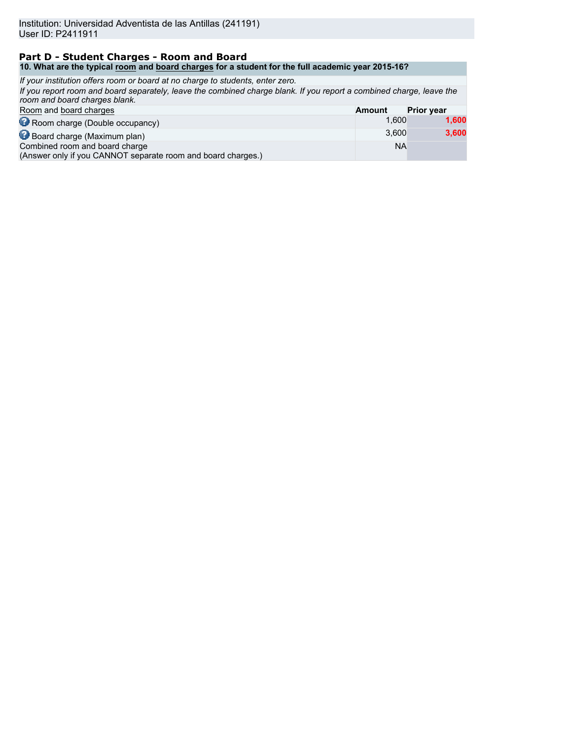Institution: Universidad Adventista de las Antillas (241191)
User ID: P2411911

## Part D - Student Charges - Room and Board

| 10. What are the typical room and board charges for a student for the full academic year 2015-16? | | |
|---|---|---|
| *If your institution offers room or board at no charge to students, enter zero.* | | |
| *If you report room and board separately, leave the combined charge blank. If you report a combined charge, leave the room and board charges blank.* | | |
| Room and board charges | **Amount** | **Prior year** |
| Room charge (Double occupancy) | 1,600 | **1,600** |
| Board charge (Maximum plan) | 3,600 | **3,600** |
| Combined room and board charge (Answer only if you CANNOT separate room and board charges.) | NA | |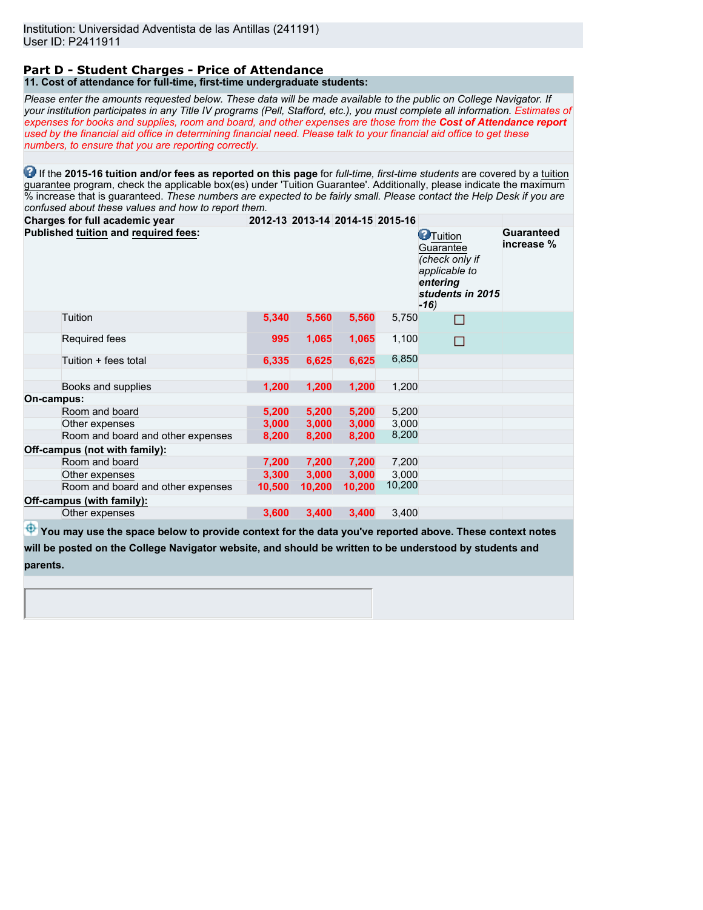Institution: Universidad Adventista de las Antillas (241191)
User ID: P2411911

## Part D - Student Charges - Price of Attendance

### 11. Cost of attendance for full-time, first-time undergraduate students:

*Please enter the amounts requested below. These data will be made available to the public on College Navigator. If your institution participates in any Title IV programs (Pell, Stafford, etc.), you must complete all information. Estimates of expenses for books and supplies, room and board, and other expenses are those from the* ***Cost of Attendance report*** *used by the financial aid office in determining financial need. Please talk to your financial aid office to get these numbers, to ensure that you are reporting correctly.*

If the **2015-16 tuition and/or fees as reported on this page** for *full-time, first-time students* are covered by a tuition guarantee program, check the applicable box(es) under 'Tuition Guarantee'. Additionally, please indicate the maximum % increase that is guaranteed. *These numbers are expected to be fairly small. Please contact the Help Desk if you are confused about these values and how to report them.*

| Charges for full academic year | 2012-13 | 2013-14 | 2014-15 | 2015-16 | Tuition Guarantee (*check only if applicable to* ***entering students in 2015-16***) | Guaranteed increase % |
|---|---|---|---|---|---|---|
| **Published tuition and required fees:** | | | | | | |
| Tuition | 5,340 | 5,560 | 5,560 | 5,750 | ☐ | |
| Required fees | 995 | 1,065 | 1,065 | 1,100 | ☐ | |
| Tuition + fees total | 6,335 | 6,625 | 6,625 | 6,850 | | |
| | | | | | | |
| Books and supplies | 1,200 | 1,200 | 1,200 | 1,200 | | |
| **On-campus:** | | | | | | |
| Room and board | 5,200 | 5,200 | 5,200 | 5,200 | | |
| Other expenses | 3,000 | 3,000 | 3,000 | 3,000 | | |
| Room and board and other expenses | 8,200 | 8,200 | 8,200 | 8,200 | | |
| **Off-campus (not with family):** | | | | | | |
| Room and board | 7,200 | 7,200 | 7,200 | 7,200 | | |
| Other expenses | 3,300 | 3,000 | 3,000 | 3,000 | | |
| Room and board and other expenses | 10,500 | 10,200 | 10,200 | 10,200 | | |
| **Off-campus (with family):** | | | | | | |
| Other expenses | 3,600 | 3,400 | 3,400 | 3,400 | | |

**You may use the space below to provide context for the data you've reported above. These context notes will be posted on the College Navigator website, and should be written to be understood by students and parents.**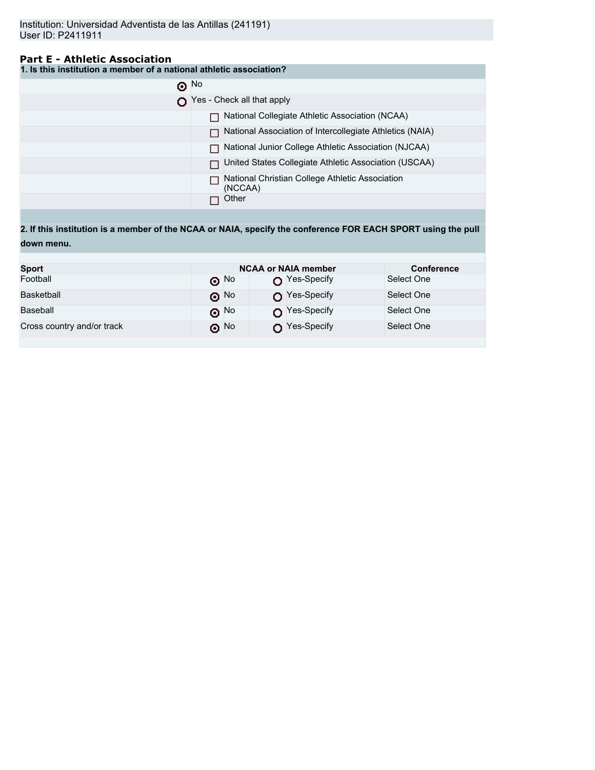Institution: Universidad Adventista de las Antillas (241191)
User ID: P2411911

## Part E - Athletic Association

**1. Is this institution a member of a national athletic association?**

- ◉ No
- ○ Yes - Check all that apply
  - ☐ National Collegiate Athletic Association (NCAA)
  - ☐ National Association of Intercollegiate Athletics (NAIA)
  - ☐ National Junior College Athletic Association (NJCAA)
  - ☐ United States Collegiate Athletic Association (USCAA)
  - ☐ National Christian College Athletic Association (NCCAA)
  - ☐ Other

**2. If this institution is a member of the NCAA or NAIA, specify the conference FOR EACH SPORT using the pull down menu.**

| Sport | NCAA or NAIA member | | Conference |
|---|---|---|---|
| Football | ◉ No | ○ Yes-Specify | Select One |
| Basketball | ◉ No | ○ Yes-Specify | Select One |
| Baseball | ◉ No | ○ Yes-Specify | Select One |
| Cross country and/or track | ◉ No | ○ Yes-Specify | Select One |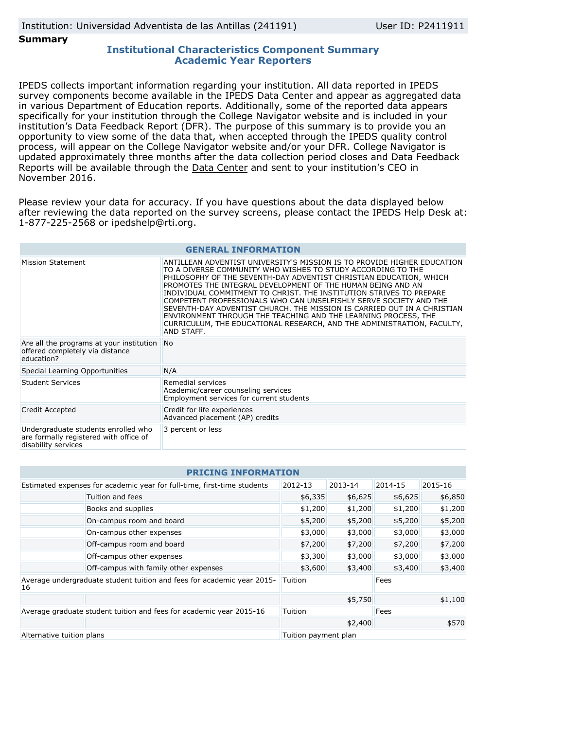Institution: Universidad Adventista de las Antillas (241191) User ID: P2411911

**Summary**

## Institutional Characteristics Component Summary
## Academic Year Reporters

IPEDS collects important information regarding your institution. All data reported in IPEDS survey components become available in the IPEDS Data Center and appear as aggregated data in various Department of Education reports. Additionally, some of the reported data appears specifically for your institution through the College Navigator website and is included in your institution's Data Feedback Report (DFR). The purpose of this summary is to provide you an opportunity to view some of the data that, when accepted through the IPEDS quality control process, will appear on the College Navigator website and/or your DFR. College Navigator is updated approximately three months after the data collection period closes and Data Feedback Reports will be available through the Data Center and sent to your institution's CEO in November 2016.

Please review your data for accuracy. If you have questions about the data displayed below after reviewing the data reported on the survey screens, please contact the IPEDS Help Desk at: 1-877-225-2568 or ipedshelp@rti.org.

| GENERAL INFORMATION | |
|---|---|
| Mission Statement | ANTILLEAN ADVENTIST UNIVERSITY'S MISSION IS TO PROVIDE HIGHER EDUCATION TO A DIVERSE COMMUNITY WHO WISHES TO STUDY ACCORDING TO THE PHILOSOPHY OF THE SEVENTH-DAY ADVENTIST CHRISTIAN EDUCATION, WHICH PROMOTES THE INTEGRAL DEVELOPMENT OF THE HUMAN BEING AND AN INDIVIDUAL COMMITMENT TO CHRIST. THE INSTITUTION STRIVES TO PREPARE COMPETENT PROFESSIONALS WHO CAN UNSELFISHLY SERVE SOCIETY AND THE SEVENTH-DAY ADVENTIST CHURCH. THE MISSION IS CARRIED OUT IN A CHRISTIAN ENVIRONMENT THROUGH THE TEACHING AND THE LEARNING PROCESS, THE CURRICULUM, THE EDUCATIONAL RESEARCH, AND THE ADMINISTRATION, FACULTY, AND STAFF. |
| Are all the programs at your institution offered completely via distance education? | No |
| Special Learning Opportunities | N/A |
| Student Services | Remedial services<br>Academic/career counseling services<br>Employment services for current students |
| Credit Accepted | Credit for life experiences<br>Advanced placement (AP) credits |
| Undergraduate students enrolled who are formally registered with office of disability services | 3 percent or less |

| PRICING INFORMATION | | | | | |
|---|---|---|---|---|---|
| Estimated expenses for academic year for full-time, first-time students | | 2012-13 | 2013-14 | 2014-15 | 2015-16 |
| | Tuition and fees | $6,335 | $6,625 | $6,625 | $6,850 |
| | Books and supplies | $1,200 | $1,200 | $1,200 | $1,200 |
| | On-campus room and board | $5,200 | $5,200 | $5,200 | $5,200 |
| | On-campus other expenses | $3,000 | $3,000 | $3,000 | $3,000 |
| | Off-campus room and board | $7,200 | $7,200 | $7,200 | $7,200 |
| | Off-campus other expenses | $3,300 | $3,000 | $3,000 | $3,000 |
| | Off-campus with family other expenses | $3,600 | $3,400 | $3,400 | $3,400 |
| Average undergraduate student tuition and fees for academic year 2015-16 | | Tuition | | Fees | |
| | | | $5,750 | | $1,100 |
| Average graduate student tuition and fees for academic year 2015-16 | | Tuition | | Fees | |
| | | | $2,400 | | $570 |
| Alternative tuition plans | | Tuition payment plan | | | |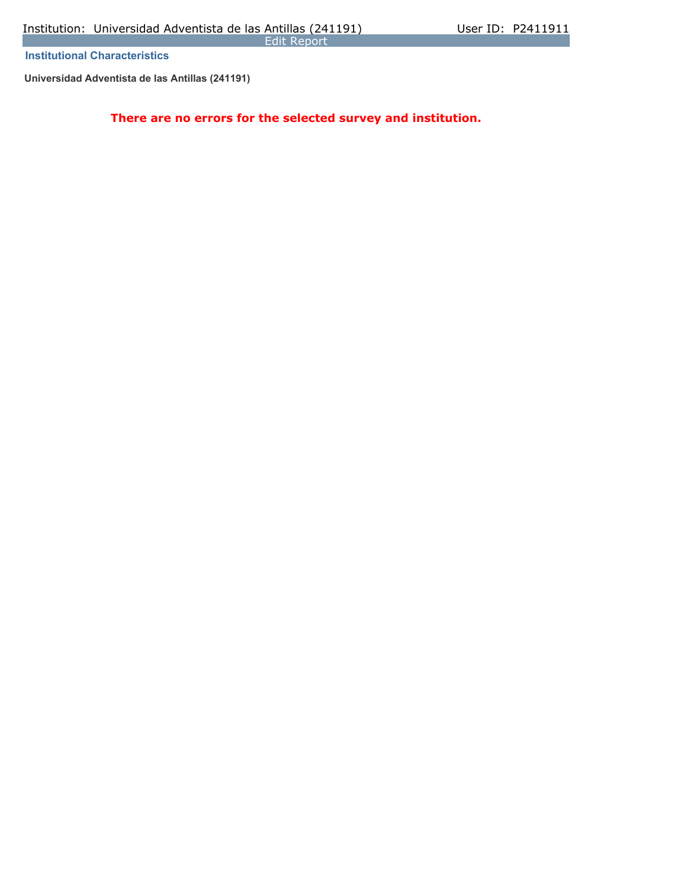Institution: Universidad Adventista de las Antillas (241191) User ID: P2411911

Edit Report

## Institutional Characteristics

**Universidad Adventista de las Antillas (241191)**

**There are no errors for the selected survey and institution.**